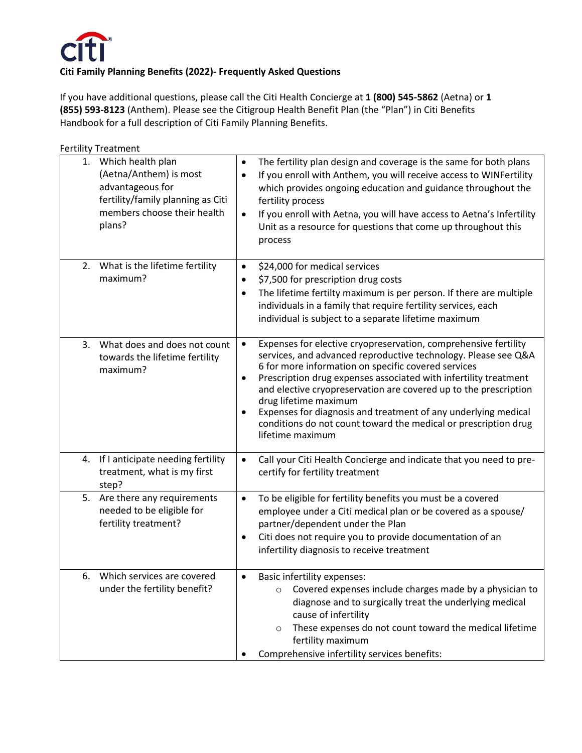**Citi Family Planning Benefits (2022)- Frequently Asked Questions**

If you have additional questions, please call the Citi Health Concierge at **1 (800) 545-5862** (Aetna) or **1 (855) 593-8123** (Anthem). Please see the Citigroup Health Benefit Plan (the "Plan") in Citi Benefits Handbook for a full description of Citi Family Planning Benefits.

Fertility Treatment

| Question | Answer |
| --- | --- |
| 1. Which health plan (Aetna/Anthem) is most advantageous for fertility/family planning as Citi members choose their health plans? | • The fertility plan design and coverage is the same for both plans<br>• If you enroll with Anthem, you will receive access to WINFertility which provides ongoing education and guidance throughout the fertility process<br>• If you enroll with Aetna, you will have access to Aetna's Infertility Unit as a resource for questions that come up throughout this process |
| 2. What is the lifetime fertility maximum? | • $24,000 for medical services<br>• $7,500 for prescription drug costs<br>• The lifetime fertilty maximum is per person. If there are multiple individuals in a family that require fertility services, each individual is subject to a separate lifetime maximum |
| 3. What does and does not count towards the lifetime fertility maximum? | • Expenses for elective cryopreservation, comprehensive fertility services, and advanced reproductive technology. Please see Q&A 6 for more information on specific covered services<br>• Prescription drug expenses associated with infertility treatment and elective cryopreservation are covered up to the prescription drug lifetime maximum<br>• Expenses for diagnosis and treatment of any underlying medical conditions do not count toward the medical or prescription drug lifetime maximum |
| 4. If I anticipate needing fertility treatment, what is my first step? | • Call your Citi Health Concierge and indicate that you need to pre-certify for fertility treatment |
| 5. Are there any requirements needed to be eligible for fertility treatment? | • To be eligible for fertility benefits you must be a covered employee under a Citi medical plan or be covered as a spouse/ partner/dependent under the Plan<br>• Citi does not require you to provide documentation of an infertility diagnosis to receive treatment |
| 6. Which services are covered under the fertility benefit? | • Basic infertility expenses:<br>&nbsp;&nbsp;○ Covered expenses include charges made by a physician to diagnose and to surgically treat the underlying medical cause of infertility<br>&nbsp;&nbsp;○ These expenses do not count toward the medical lifetime fertility maximum<br>• Comprehensive infertility services benefits: |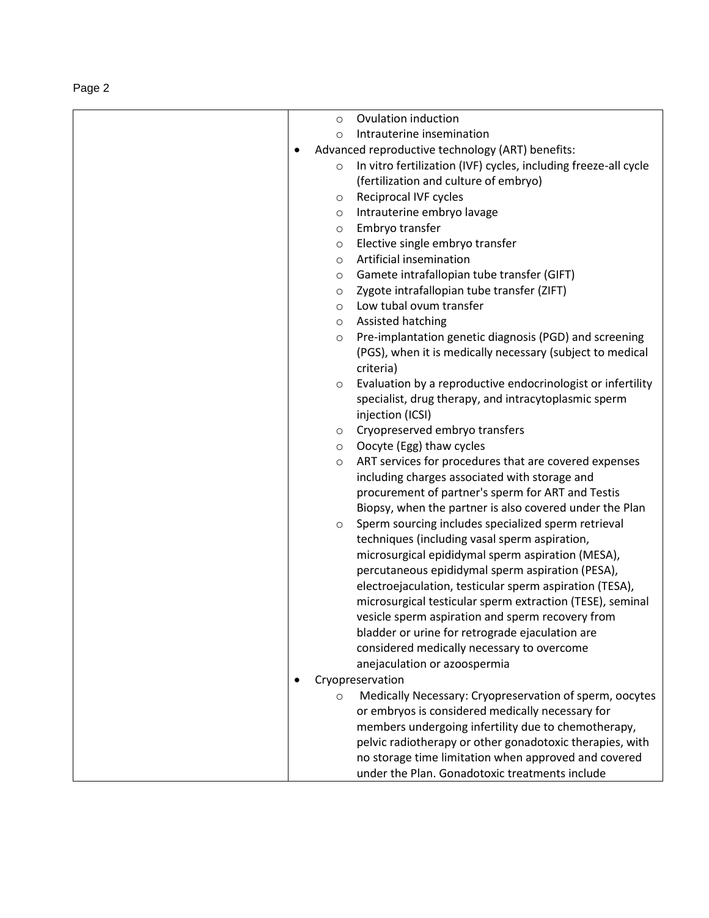| | |
|---|---|
| | - Ovulation induction<br>- Intrauterine insemination<br><br>• Advanced reproductive technology (ART) benefits:<br>- In vitro fertilization (IVF) cycles, including freeze-all cycle (fertilization and culture of embryo)<br>- Reciprocal IVF cycles<br>- Intrauterine embryo lavage<br>- Embryo transfer<br>- Elective single embryo transfer<br>- Artificial insemination<br>- Gamete intrafallopian tube transfer (GIFT)<br>- Zygote intrafallopian tube transfer (ZIFT)<br>- Low tubal ovum transfer<br>- Assisted hatching<br>- Pre-implantation genetic diagnosis (PGD) and screening (PGS), when it is medically necessary (subject to medical criteria)<br>- Evaluation by a reproductive endocrinologist or infertility specialist, drug therapy, and intracytoplasmic sperm injection (ICSI)<br>- Cryopreserved embryo transfers<br>- Oocyte (Egg) thaw cycles<br>- ART services for procedures that are covered expenses including charges associated with storage and procurement of partner's sperm for ART and Testis Biopsy, when the partner is also covered under the Plan<br>- Sperm sourcing includes specialized sperm retrieval techniques (including vasal sperm aspiration, microsurgical epididymal sperm aspiration (MESA), percutaneous epididymal sperm aspiration (PESA), electroejaculation, testicular sperm aspiration (TESA), microsurgical testicular sperm extraction (TESE), seminal vesicle sperm aspiration and sperm recovery from bladder or urine for retrograde ejaculation are considered medically necessary to overcome anejaculation or azoospermia<br><br>• Cryopreservation<br>- Medically Necessary: Cryopreservation of sperm, oocytes or embryos is considered medically necessary for members undergoing infertility due to chemotherapy, pelvic radiotherapy or other gonadotoxic therapies, with no storage time limitation when approved and covered under the Plan. Gonadotoxic treatments include |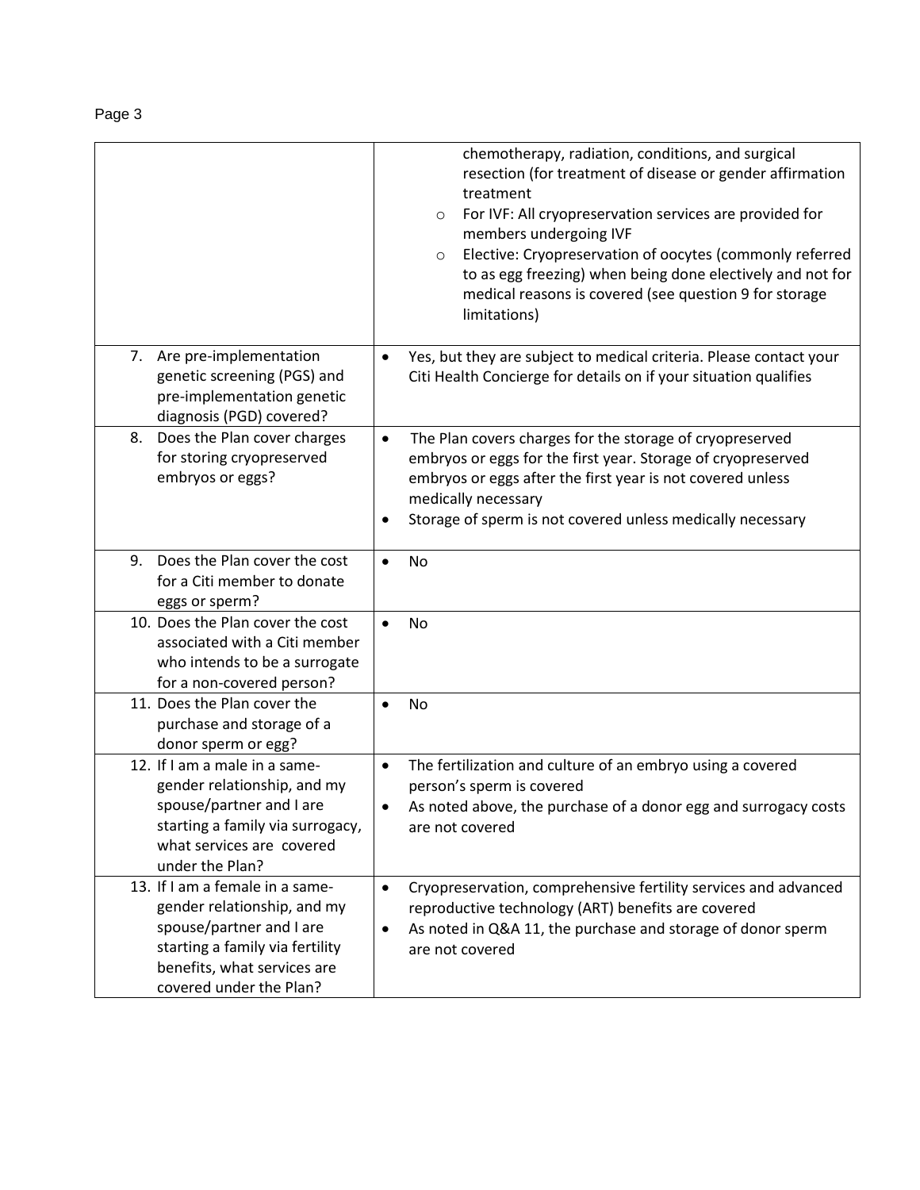| | |
|---|---|
| | chemotherapy, radiation, conditions, and surgical resection (for treatment of disease or gender affirmation treatment<br>◦ For IVF: All cryopreservation services are provided for members undergoing IVF<br>◦ Elective: Cryopreservation of oocytes (commonly referred to as egg freezing) when being done electively and not for medical reasons is covered (see question 9 for storage limitations) |
| 7. Are pre-implementation genetic screening (PGS) and pre-implementation genetic diagnosis (PGD) covered? | • Yes, but they are subject to medical criteria. Please contact your Citi Health Concierge for details on if your situation qualifies |
| 8. Does the Plan cover charges for storing cryopreserved embryos or eggs? | • The Plan covers charges for the storage of cryopreserved embryos or eggs for the first year. Storage of cryopreserved embryos or eggs after the first year is not covered unless medically necessary<br>• Storage of sperm is not covered unless medically necessary |
| 9. Does the Plan cover the cost for a Citi member to donate eggs or sperm? | • No |
| 10. Does the Plan cover the cost associated with a Citi member who intends to be a surrogate for a non-covered person? | • No |
| 11. Does the Plan cover the purchase and storage of a donor sperm or egg? | • No |
| 12. If I am a male in a same-gender relationship, and my spouse/partner and I are starting a family via surrogacy, what services are covered under the Plan? | • The fertilization and culture of an embryo using a covered person's sperm is covered<br>• As noted above, the purchase of a donor egg and surrogacy costs are not covered |
| 13. If I am a female in a same-gender relationship, and my spouse/partner and I are starting a family via fertility benefits, what services are covered under the Plan? | • Cryopreservation, comprehensive fertility services and advanced reproductive technology (ART) benefits are covered<br>• As noted in Q&A 11, the purchase and storage of donor sperm are not covered |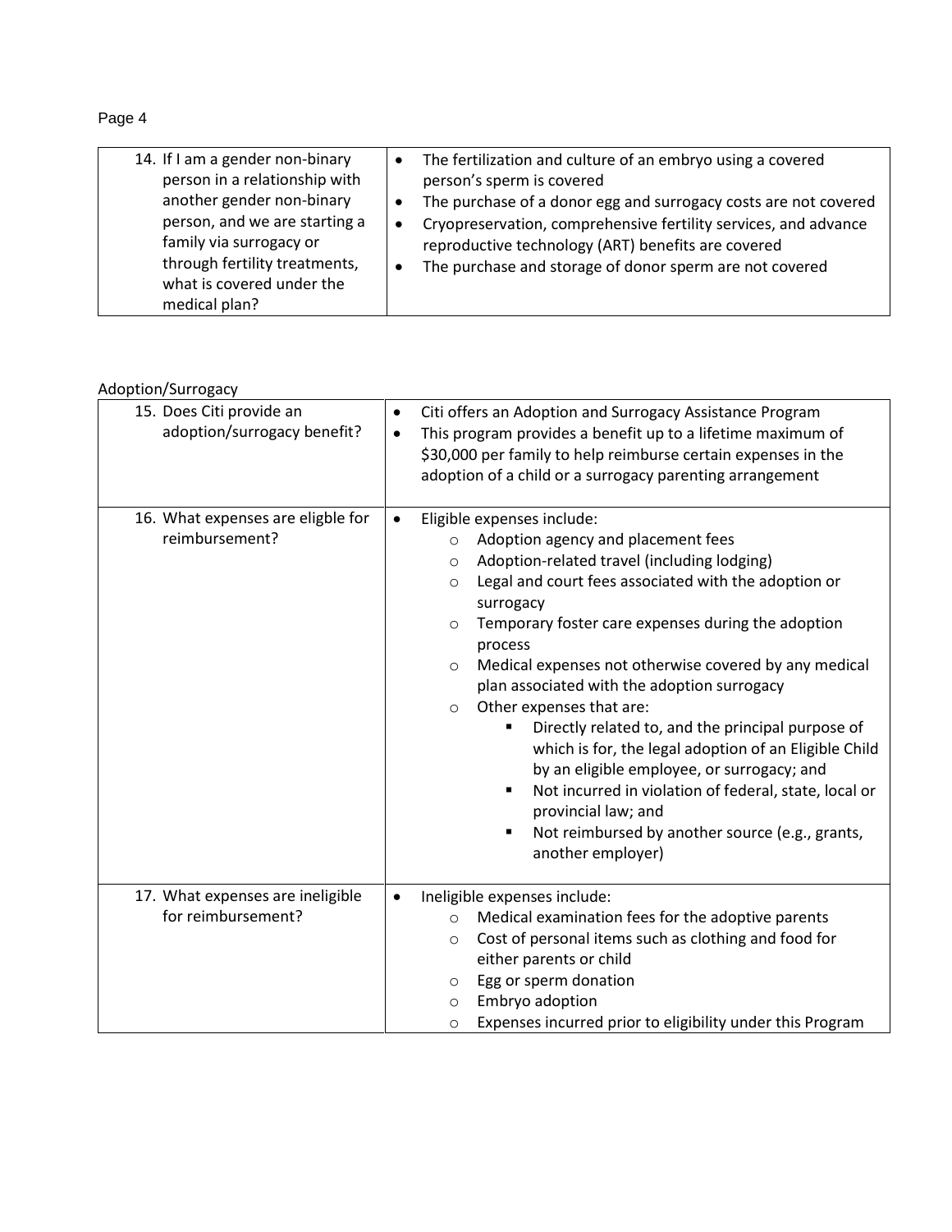| 14. If I am a gender non-binary person in a relationship with another gender non-binary person, and we are starting a family via surrogacy or through fertility treatments, what is covered under the medical plan? | • The fertilization and culture of an embryo using a covered person's sperm is covered<br>• The purchase of a donor egg and surrogacy costs are not covered<br>• Cryopreservation, comprehensive fertility services, and advance reproductive technology (ART) benefits are covered<br>• The purchase and storage of donor sperm are not covered |
|---|---|

Adoption/Surrogacy

| 15. Does Citi provide an adoption/surrogacy benefit? | • Citi offers an Adoption and Surrogacy Assistance Program<br>• This program provides a benefit up to a lifetime maximum of $30,000 per family to help reimburse certain expenses in the adoption of a child or a surrogacy parenting arrangement |
|---|---|
| 16. What expenses are eligble for reimbursement? | • Eligible expenses include:<br>&nbsp;&nbsp;&nbsp;&nbsp;○ Adoption agency and placement fees<br>&nbsp;&nbsp;&nbsp;&nbsp;○ Adoption-related travel (including lodging)<br>&nbsp;&nbsp;&nbsp;&nbsp;○ Legal and court fees associated with the adoption or surrogacy<br>&nbsp;&nbsp;&nbsp;&nbsp;○ Temporary foster care expenses during the adoption process<br>&nbsp;&nbsp;&nbsp;&nbsp;○ Medical expenses not otherwise covered by any medical plan associated with the adoption surrogacy<br>&nbsp;&nbsp;&nbsp;&nbsp;○ Other expenses that are:<br>&nbsp;&nbsp;&nbsp;&nbsp;&nbsp;&nbsp;&nbsp;&nbsp;▪ Directly related to, and the principal purpose of which is for, the legal adoption of an Eligible Child by an eligible employee, or surrogacy; and<br>&nbsp;&nbsp;&nbsp;&nbsp;&nbsp;&nbsp;&nbsp;&nbsp;▪ Not incurred in violation of federal, state, local or provincial law; and<br>&nbsp;&nbsp;&nbsp;&nbsp;&nbsp;&nbsp;&nbsp;&nbsp;▪ Not reimbursed by another source (e.g., grants, another employer) |
| 17. What expenses are ineligible for reimbursement? | • Ineligible expenses include:<br>&nbsp;&nbsp;&nbsp;&nbsp;○ Medical examination fees for the adoptive parents<br>&nbsp;&nbsp;&nbsp;&nbsp;○ Cost of personal items such as clothing and food for either parents or child<br>&nbsp;&nbsp;&nbsp;&nbsp;○ Egg or sperm donation<br>&nbsp;&nbsp;&nbsp;&nbsp;○ Embryo adoption<br>&nbsp;&nbsp;&nbsp;&nbsp;○ Expenses incurred prior to eligibility under this Program |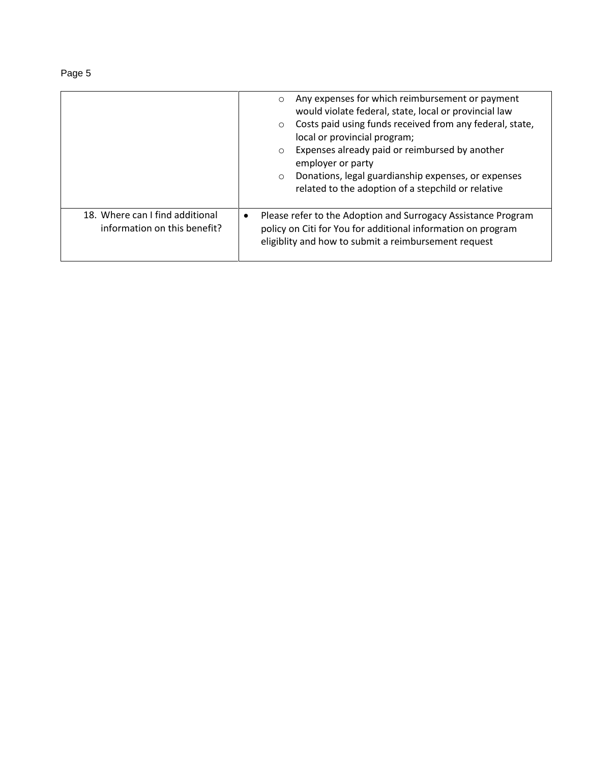| | |
|---|---|
| | ◦ Any expenses for which reimbursement or payment would violate federal, state, local or provincial law<br>◦ Costs paid using funds received from any federal, state, local or provincial program;<br>◦ Expenses already paid or reimbursed by another employer or party<br>◦ Donations, legal guardianship expenses, or expenses related to the adoption of a stepchild or relative |
| 18. Where can I find additional information on this benefit? | • Please refer to the Adoption and Surrogacy Assistance Program policy on Citi for You for additional information on program eligiblity and how to submit a reimbursement request |